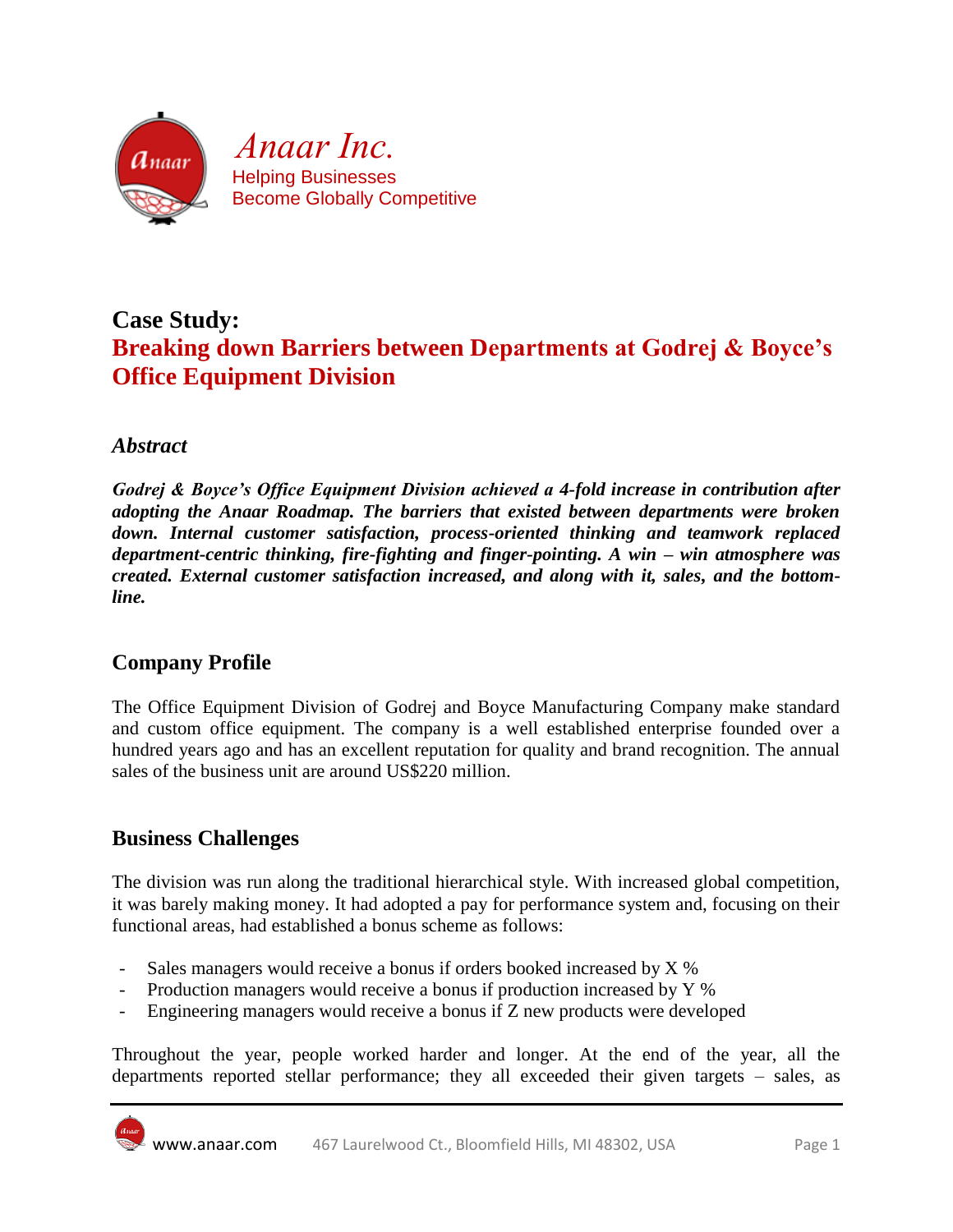Anaar Inc.

Helping Businesses
Become Globally Competitive

# Case Study:
# Breaking down Barriers between Departments at Godrej & Boyce's Office Equipment Division

## *Abstract*

***Godrej & Boyce's Office Equipment Division achieved a 4-fold increase in contribution after adopting the Anaar Roadmap. The barriers that existed between departments were broken down. Internal customer satisfaction, process-oriented thinking and teamwork replaced department-centric thinking, fire-fighting and finger-pointing. A win – win atmosphere was created. External customer satisfaction increased, and along with it, sales, and the bottom-line.***

## Company Profile

The Office Equipment Division of Godrej and Boyce Manufacturing Company make standard and custom office equipment. The company is a well established enterprise founded over a hundred years ago and has an excellent reputation for quality and brand recognition. The annual sales of the business unit are around US$220 million.

## Business Challenges

The division was run along the traditional hierarchical style. With increased global competition, it was barely making money. It had adopted a pay for performance system and, focusing on their functional areas, had established a bonus scheme as follows:

- Sales managers would receive a bonus if orders booked increased by X %
- Production managers would receive a bonus if production increased by Y %
- Engineering managers would receive a bonus if Z new products were developed

Throughout the year, people worked harder and longer. At the end of the year, all the departments reported stellar performance; they all exceeded their given targets – sales, as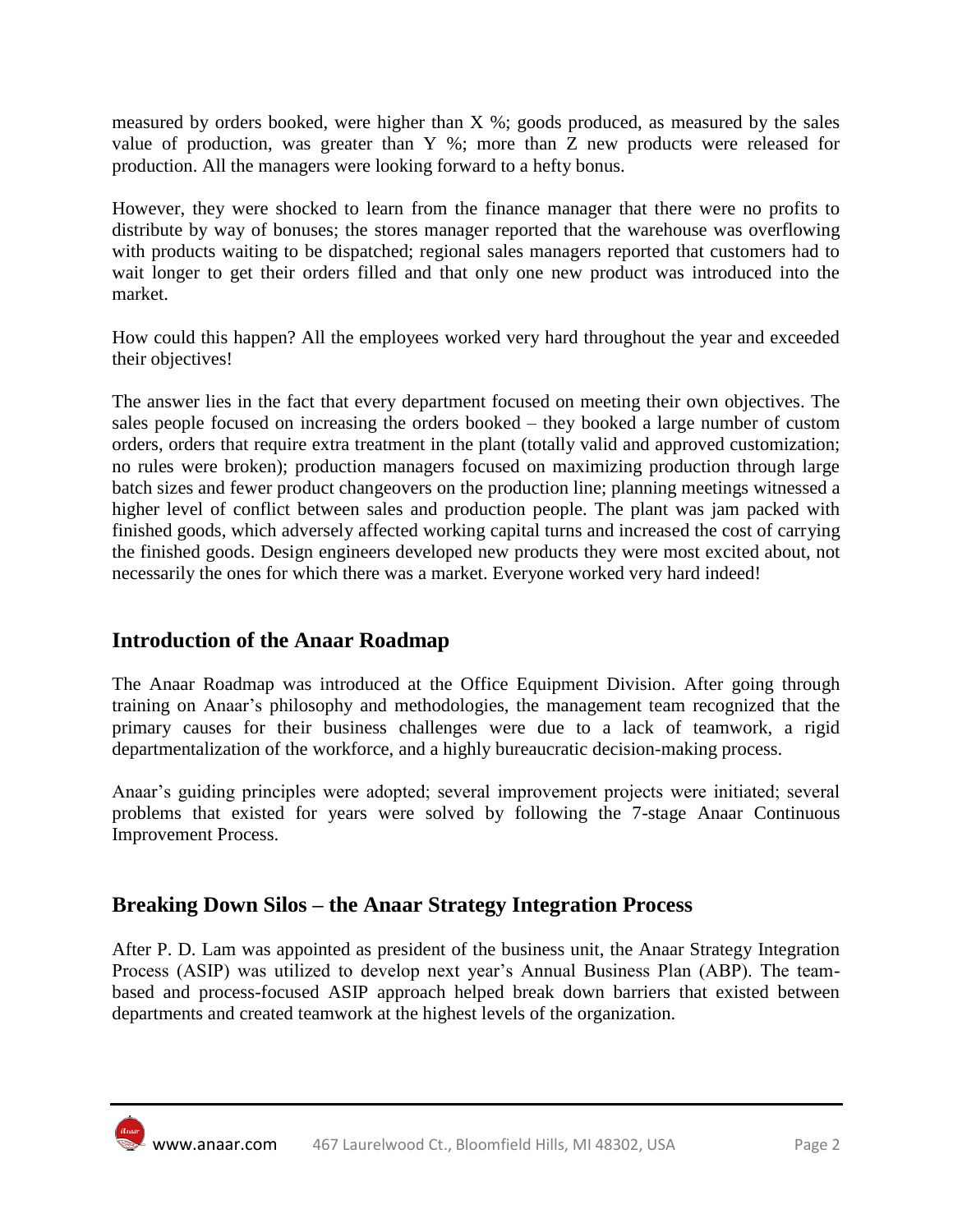measured by orders booked, were higher than X %; goods produced, as measured by the sales value of production, was greater than Y %; more than Z new products were released for production. All the managers were looking forward to a hefty bonus.

However, they were shocked to learn from the finance manager that there were no profits to distribute by way of bonuses; the stores manager reported that the warehouse was overflowing with products waiting to be dispatched; regional sales managers reported that customers had to wait longer to get their orders filled and that only one new product was introduced into the market.

How could this happen? All the employees worked very hard throughout the year and exceeded their objectives!

The answer lies in the fact that every department focused on meeting their own objectives. The sales people focused on increasing the orders booked – they booked a large number of custom orders, orders that require extra treatment in the plant (totally valid and approved customization; no rules were broken); production managers focused on maximizing production through large batch sizes and fewer product changeovers on the production line; planning meetings witnessed a higher level of conflict between sales and production people. The plant was jam packed with finished goods, which adversely affected working capital turns and increased the cost of carrying the finished goods. Design engineers developed new products they were most excited about, not necessarily the ones for which there was a market. Everyone worked very hard indeed!

## Introduction of the Anaar Roadmap

The Anaar Roadmap was introduced at the Office Equipment Division. After going through training on Anaar's philosophy and methodologies, the management team recognized that the primary causes for their business challenges were due to a lack of teamwork, a rigid departmentalization of the workforce, and a highly bureaucratic decision-making process.

Anaar's guiding principles were adopted; several improvement projects were initiated; several problems that existed for years were solved by following the 7-stage Anaar Continuous Improvement Process.

## Breaking Down Silos – the Anaar Strategy Integration Process

After P. D. Lam was appointed as president of the business unit, the Anaar Strategy Integration Process (ASIP) was utilized to develop next year's Annual Business Plan (ABP). The team-based and process-focused ASIP approach helped break down barriers that existed between departments and created teamwork at the highest levels of the organization.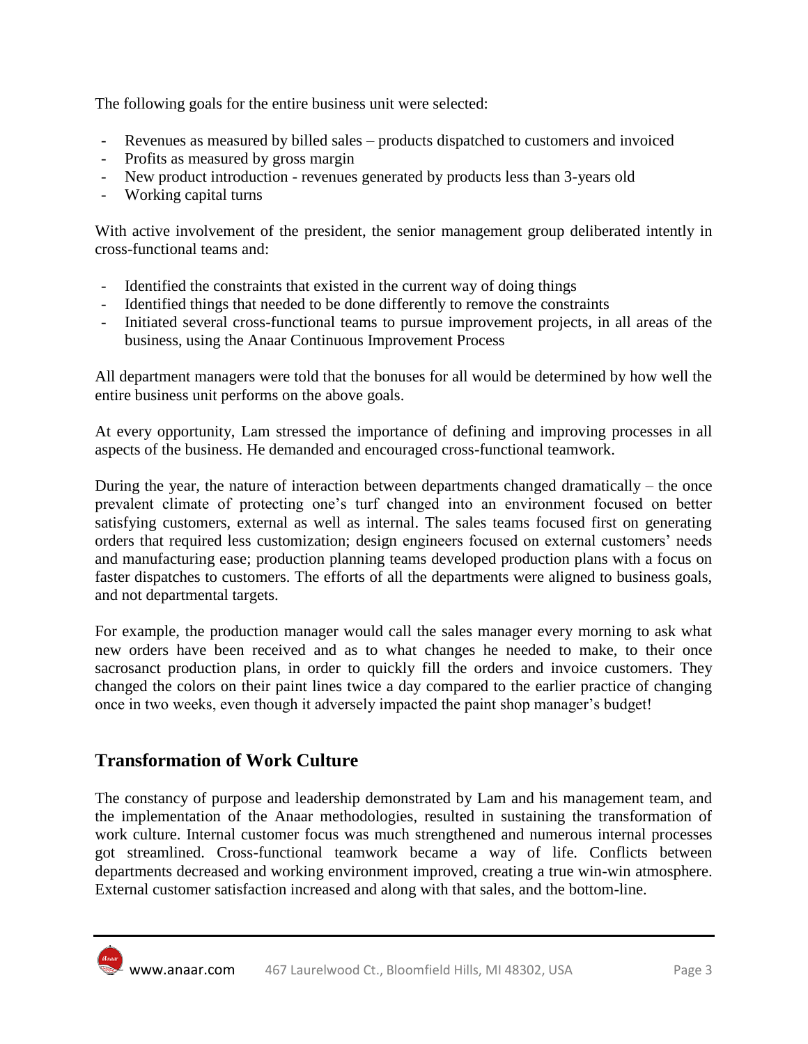The following goals for the entire business unit were selected:

- Revenues as measured by billed sales – products dispatched to customers and invoiced
- Profits as measured by gross margin
- New product introduction - revenues generated by products less than 3-years old
- Working capital turns

With active involvement of the president, the senior management group deliberated intently in cross-functional teams and:

- Identified the constraints that existed in the current way of doing things
- Identified things that needed to be done differently to remove the constraints
- Initiated several cross-functional teams to pursue improvement projects, in all areas of the business, using the Anaar Continuous Improvement Process

All department managers were told that the bonuses for all would be determined by how well the entire business unit performs on the above goals.

At every opportunity, Lam stressed the importance of defining and improving processes in all aspects of the business. He demanded and encouraged cross-functional teamwork.

During the year, the nature of interaction between departments changed dramatically – the once prevalent climate of protecting one's turf changed into an environment focused on better satisfying customers, external as well as internal. The sales teams focused first on generating orders that required less customization; design engineers focused on external customers' needs and manufacturing ease; production planning teams developed production plans with a focus on faster dispatches to customers. The efforts of all the departments were aligned to business goals, and not departmental targets.

For example, the production manager would call the sales manager every morning to ask what new orders have been received and as to what changes he needed to make, to their once sacrosanct production plans, in order to quickly fill the orders and invoice customers. They changed the colors on their paint lines twice a day compared to the earlier practice of changing once in two weeks, even though it adversely impacted the paint shop manager's budget!

## Transformation of Work Culture

The constancy of purpose and leadership demonstrated by Lam and his management team, and the implementation of the Anaar methodologies, resulted in sustaining the transformation of work culture. Internal customer focus was much strengthened and numerous internal processes got streamlined. Cross-functional teamwork became a way of life. Conflicts between departments decreased and working environment improved, creating a true win-win atmosphere. External customer satisfaction increased and along with that sales, and the bottom-line.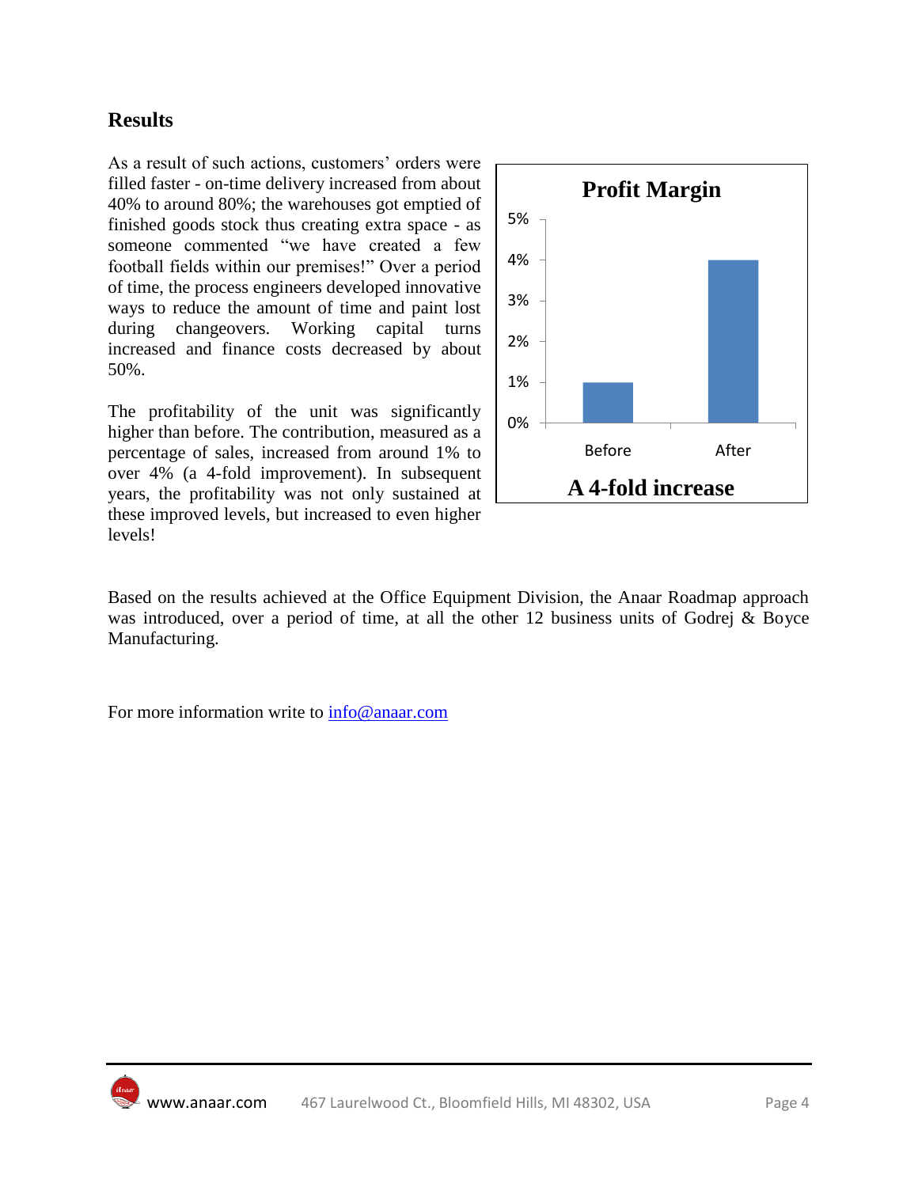## Results

As a result of such actions, customers' orders were filled faster - on-time delivery increased from about 40% to around 80%; the warehouses got emptied of finished goods stock thus creating extra space - as someone commented "we have created a few football fields within our premises!" Over a period of time, the process engineers developed innovative ways to reduce the amount of time and paint lost during changeovers. Working capital turns increased and finance costs decreased by about 50%.

The profitability of the unit was significantly higher than before. The contribution, measured as a percentage of sales, increased from around 1% to over 4% (a 4-fold improvement). In subsequent years, the profitability was not only sustained at these improved levels, but increased to even higher levels!

**Profit Margin**

5%
4%
3%
2%
1%
0%

Before
After

**A 4-fold increase**

Based on the results achieved at the Office Equipment Division, the Anaar Roadmap approach was introduced, over a period of time, at all the other 12 business units of Godrej & Boyce Manufacturing.

For more information write to [info@anaar.com](mailto:info@anaar.com)